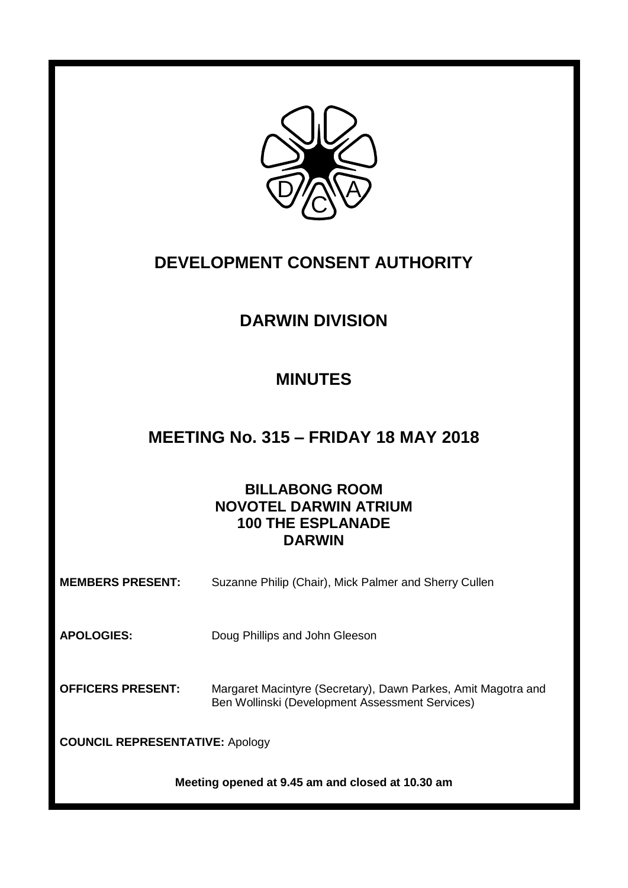# DEVELOPMENT CONSENT AUTHORITY

## DARWIN DIVISION

## MINUTES

## MEETING No. 315 – FRIDAY 18 MAY 2018

### BILLABONG ROOM
### NOVOTEL DARWIN ATRIUM
### 100 THE ESPLANADE
### DARWIN

**MEMBERS PRESENT:** Suzanne Philip (Chair), Mick Palmer and Sherry Cullen

**APOLOGIES:** Doug Phillips and John Gleeson

**OFFICERS PRESENT:** Margaret Macintyre (Secretary), Dawn Parkes, Amit Magotra and Ben Wollinski (Development Assessment Services)

**COUNCIL REPRESENTATIVE:** Apology

**Meeting opened at 9.45 am and closed at 10.30 am**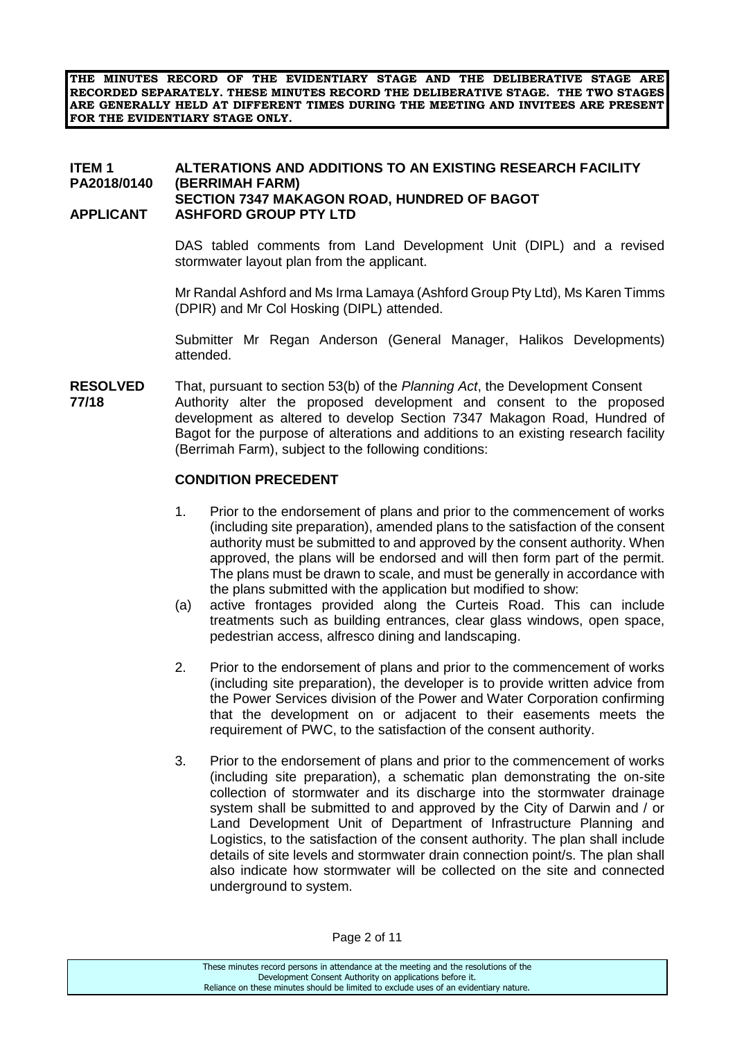**THE MINUTES RECORD OF THE EVIDENTIARY STAGE AND THE DELIBERATIVE STAGE ARE RECORDED SEPARATELY. THESE MINUTES RECORD THE DELIBERATIVE STAGE. THE TWO STAGES ARE GENERALLY HELD AT DIFFERENT TIMES DURING THE MEETING AND INVITEES ARE PRESENT FOR THE EVIDENTIARY STAGE ONLY.**

**ITEM 1 PA2018/0140** **ALTERATIONS AND ADDITIONS TO AN EXISTING RESEARCH FACILITY (BERRIMAH FARM)**
**SECTION 7347 MAKAGON ROAD, HUNDRED OF BAGOT**
**APPLICANT** **ASHFORD GROUP PTY LTD**

DAS tabled comments from Land Development Unit (DIPL) and a revised stormwater layout plan from the applicant.

Mr Randal Ashford and Ms Irma Lamaya (Ashford Group Pty Ltd), Ms Karen Timms (DPIR) and Mr Col Hosking (DIPL) attended.

Submitter Mr Regan Anderson (General Manager, Halikos Developments) attended.

**RESOLVED 77/18**

That, pursuant to section 53(b) of the *Planning Act*, the Development Consent Authority alter the proposed development and consent to the proposed development as altered to develop Section 7347 Makagon Road, Hundred of Bagot for the purpose of alterations and additions to an existing research facility (Berrimah Farm), subject to the following conditions:

**CONDITION PRECEDENT**

1. Prior to the endorsement of plans and prior to the commencement of works (including site preparation), amended plans to the satisfaction of the consent authority must be submitted to and approved by the consent authority. When approved, the plans will be endorsed and will then form part of the permit. The plans must be drawn to scale, and must be generally in accordance with the plans submitted with the application but modified to show:

   (a) active frontages provided along the Curteis Road. This can include treatments such as building entrances, clear glass windows, open space, pedestrian access, alfresco dining and landscaping.

2. Prior to the endorsement of plans and prior to the commencement of works (including site preparation), the developer is to provide written advice from the Power Services division of the Power and Water Corporation confirming that the development on or adjacent to their easements meets the requirement of PWC, to the satisfaction of the consent authority.

3. Prior to the endorsement of plans and prior to the commencement of works (including site preparation), a schematic plan demonstrating the on-site collection of stormwater and its discharge into the stormwater drainage system shall be submitted to and approved by the City of Darwin and / or Land Development Unit of Department of Infrastructure Planning and Logistics, to the satisfaction of the consent authority. The plan shall include details of site levels and stormwater drain connection point/s. The plan shall also indicate how stormwater will be collected on the site and connected underground to system.

These minutes record persons in attendance at the meeting and the resolutions of the Development Consent Authority on applications before it.
Reliance on these minutes should be limited to exclude uses of an evidentiary nature.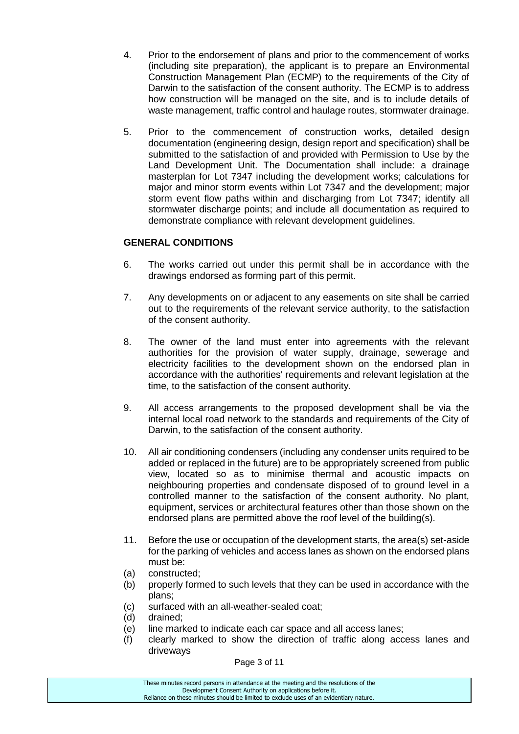4. Prior to the endorsement of plans and prior to the commencement of works (including site preparation), the applicant is to prepare an Environmental Construction Management Plan (ECMP) to the requirements of the City of Darwin to the satisfaction of the consent authority. The ECMP is to address how construction will be managed on the site, and is to include details of waste management, traffic control and haulage routes, stormwater drainage.

5. Prior to the commencement of construction works, detailed design documentation (engineering design, design report and specification) shall be submitted to the satisfaction of and provided with Permission to Use by the Land Development Unit. The Documentation shall include: a drainage masterplan for Lot 7347 including the development works; calculations for major and minor storm events within Lot 7347 and the development; major storm event flow paths within and discharging from Lot 7347; identify all stormwater discharge points; and include all documentation as required to demonstrate compliance with relevant development guidelines.

**GENERAL CONDITIONS**

6. The works carried out under this permit shall be in accordance with the drawings endorsed as forming part of this permit.

7. Any developments on or adjacent to any easements on site shall be carried out to the requirements of the relevant service authority, to the satisfaction of the consent authority.

8. The owner of the land must enter into agreements with the relevant authorities for the provision of water supply, drainage, sewerage and electricity facilities to the development shown on the endorsed plan in accordance with the authorities' requirements and relevant legislation at the time, to the satisfaction of the consent authority.

9. All access arrangements to the proposed development shall be via the internal local road network to the standards and requirements of the City of Darwin, to the satisfaction of the consent authority.

10. All air conditioning condensers (including any condenser units required to be added or replaced in the future) are to be appropriately screened from public view, located so as to minimise thermal and acoustic impacts on neighbouring properties and condensate disposed of to ground level in a controlled manner to the satisfaction of the consent authority. No plant, equipment, services or architectural features other than those shown on the endorsed plans are permitted above the roof level of the building(s).

11. Before the use or occupation of the development starts, the area(s) set-aside for the parking of vehicles and access lanes as shown on the endorsed plans must be:

(a) constructed;
(b) properly formed to such levels that they can be used in accordance with the plans;
(c) surfaced with an all-weather-sealed coat;
(d) drained;
(e) line marked to indicate each car space and all access lanes;
(f) clearly marked to show the direction of traffic along access lanes and driveways

These minutes record persons in attendance at the meeting and the resolutions of the Development Consent Authority on applications before it.
Reliance on these minutes should be limited to exclude uses of an evidentiary nature.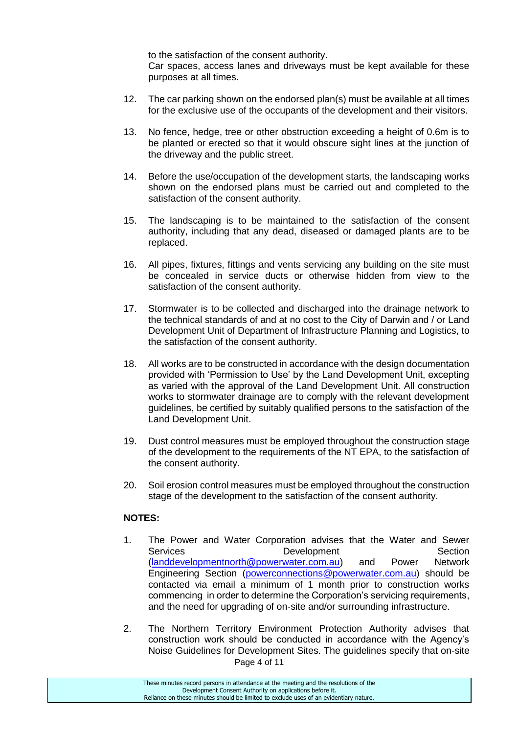to the satisfaction of the consent authority.
Car spaces, access lanes and driveways must be kept available for these purposes at all times.

12. The car parking shown on the endorsed plan(s) must be available at all times for the exclusive use of the occupants of the development and their visitors.

13. No fence, hedge, tree or other obstruction exceeding a height of 0.6m is to be planted or erected so that it would obscure sight lines at the junction of the driveway and the public street.

14. Before the use/occupation of the development starts, the landscaping works shown on the endorsed plans must be carried out and completed to the satisfaction of the consent authority.

15. The landscaping is to be maintained to the satisfaction of the consent authority, including that any dead, diseased or damaged plants are to be replaced.

16. All pipes, fixtures, fittings and vents servicing any building on the site must be concealed in service ducts or otherwise hidden from view to the satisfaction of the consent authority.

17. Stormwater is to be collected and discharged into the drainage network to the technical standards of and at no cost to the City of Darwin and / or Land Development Unit of Department of Infrastructure Planning and Logistics, to the satisfaction of the consent authority.

18. All works are to be constructed in accordance with the design documentation provided with 'Permission to Use' by the Land Development Unit, excepting as varied with the approval of the Land Development Unit. All construction works to stormwater drainage are to comply with the relevant development guidelines, be certified by suitably qualified persons to the satisfaction of the Land Development Unit.

19. Dust control measures must be employed throughout the construction stage of the development to the requirements of the NT EPA, to the satisfaction of the consent authority.

20. Soil erosion control measures must be employed throughout the construction stage of the development to the satisfaction of the consent authority.

**NOTES:**

1. The Power and Water Corporation advises that the Water and Sewer Services Development Section (landdevelopmentnorth@powerwater.com.au) and Power Network Engineering Section (powerconnections@powerwater.com.au) should be contacted via email a minimum of 1 month prior to construction works commencing in order to determine the Corporation's servicing requirements, and the need for upgrading of on-site and/or surrounding infrastructure.

2. The Northern Territory Environment Protection Authority advises that construction work should be conducted in accordance with the Agency's Noise Guidelines for Development Sites. The guidelines specify that on-site

These minutes record persons in attendance at the meeting and the resolutions of the Development Consent Authority on applications before it.
Reliance on these minutes should be limited to exclude uses of an evidentiary nature.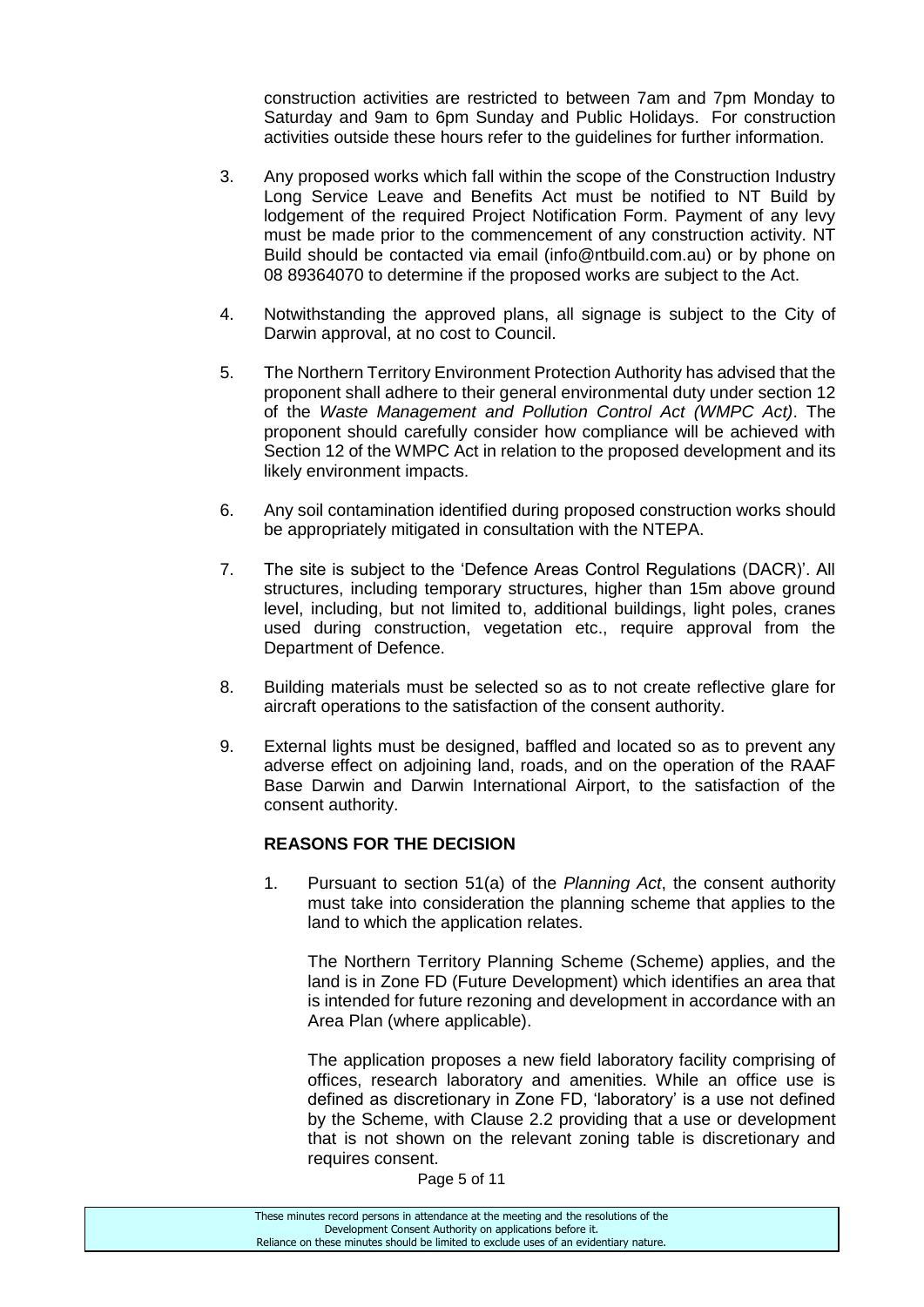construction activities are restricted to between 7am and 7pm Monday to Saturday and 9am to 6pm Sunday and Public Holidays. For construction activities outside these hours refer to the guidelines for further information.

3. Any proposed works which fall within the scope of the Construction Industry Long Service Leave and Benefits Act must be notified to NT Build by lodgement of the required Project Notification Form. Payment of any levy must be made prior to the commencement of any construction activity. NT Build should be contacted via email (info@ntbuild.com.au) or by phone on 08 89364070 to determine if the proposed works are subject to the Act.

4. Notwithstanding the approved plans, all signage is subject to the City of Darwin approval, at no cost to Council.

5. The Northern Territory Environment Protection Authority has advised that the proponent shall adhere to their general environmental duty under section 12 of the *Waste Management and Pollution Control Act (WMPC Act)*. The proponent should carefully consider how compliance will be achieved with Section 12 of the WMPC Act in relation to the proposed development and its likely environment impacts.

6. Any soil contamination identified during proposed construction works should be appropriately mitigated in consultation with the NTEPA.

7. The site is subject to the 'Defence Areas Control Regulations (DACR)'. All structures, including temporary structures, higher than 15m above ground level, including, but not limited to, additional buildings, light poles, cranes used during construction, vegetation etc., require approval from the Department of Defence.

8. Building materials must be selected so as to not create reflective glare for aircraft operations to the satisfaction of the consent authority.

9. External lights must be designed, baffled and located so as to prevent any adverse effect on adjoining land, roads, and on the operation of the RAAF Base Darwin and Darwin International Airport, to the satisfaction of the consent authority.

**REASONS FOR THE DECISION**

1. Pursuant to section 51(a) of the *Planning Act*, the consent authority must take into consideration the planning scheme that applies to the land to which the application relates.

   The Northern Territory Planning Scheme (Scheme) applies, and the land is in Zone FD (Future Development) which identifies an area that is intended for future rezoning and development in accordance with an Area Plan (where applicable).

   The application proposes a new field laboratory facility comprising of offices, research laboratory and amenities. While an office use is defined as discretionary in Zone FD, 'laboratory' is a use not defined by the Scheme, with Clause 2.2 providing that a use or development that is not shown on the relevant zoning table is discretionary and requires consent.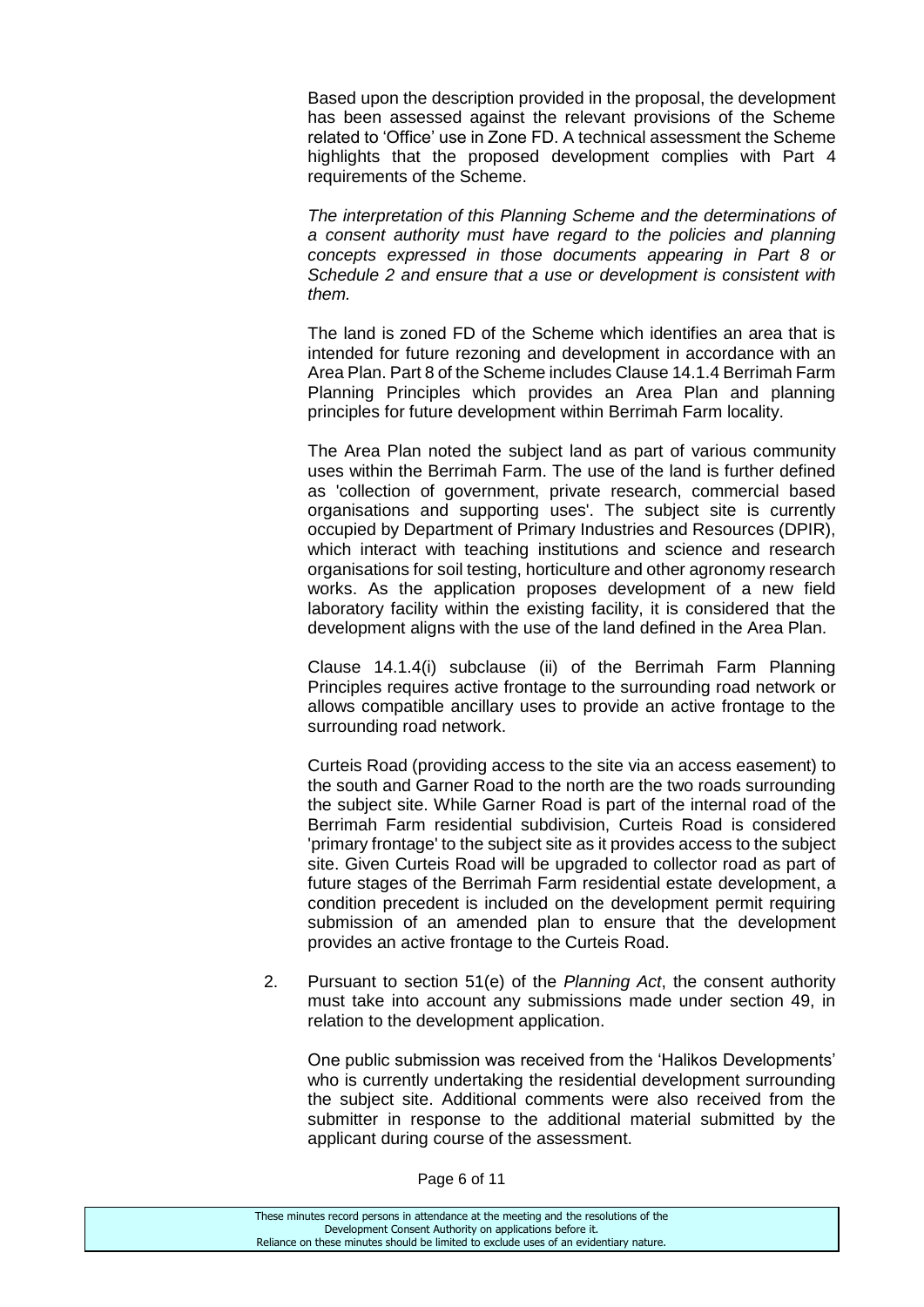Based upon the description provided in the proposal, the development has been assessed against the relevant provisions of the Scheme related to 'Office' use in Zone FD. A technical assessment the Scheme highlights that the proposed development complies with Part 4 requirements of the Scheme.

*The interpretation of this Planning Scheme and the determinations of a consent authority must have regard to the policies and planning concepts expressed in those documents appearing in Part 8 or Schedule 2 and ensure that a use or development is consistent with them.*

The land is zoned FD of the Scheme which identifies an area that is intended for future rezoning and development in accordance with an Area Plan. Part 8 of the Scheme includes Clause 14.1.4 Berrimah Farm Planning Principles which provides an Area Plan and planning principles for future development within Berrimah Farm locality.

The Area Plan noted the subject land as part of various community uses within the Berrimah Farm. The use of the land is further defined as 'collection of government, private research, commercial based organisations and supporting uses'. The subject site is currently occupied by Department of Primary Industries and Resources (DPIR), which interact with teaching institutions and science and research organisations for soil testing, horticulture and other agronomy research works. As the application proposes development of a new field laboratory facility within the existing facility, it is considered that the development aligns with the use of the land defined in the Area Plan.

Clause 14.1.4(i) subclause (ii) of the Berrimah Farm Planning Principles requires active frontage to the surrounding road network or allows compatible ancillary uses to provide an active frontage to the surrounding road network.

Curteis Road (providing access to the site via an access easement) to the south and Garner Road to the north are the two roads surrounding the subject site. While Garner Road is part of the internal road of the Berrimah Farm residential subdivision, Curteis Road is considered 'primary frontage' to the subject site as it provides access to the subject site. Given Curteis Road will be upgraded to collector road as part of future stages of the Berrimah Farm residential estate development, a condition precedent is included on the development permit requiring submission of an amended plan to ensure that the development provides an active frontage to the Curteis Road.

2. Pursuant to section 51(e) of the *Planning Act*, the consent authority must take into account any submissions made under section 49, in relation to the development application.

   One public submission was received from the 'Halikos Developments' who is currently undertaking the residential development surrounding the subject site. Additional comments were also received from the submitter in response to the additional material submitted by the applicant during course of the assessment.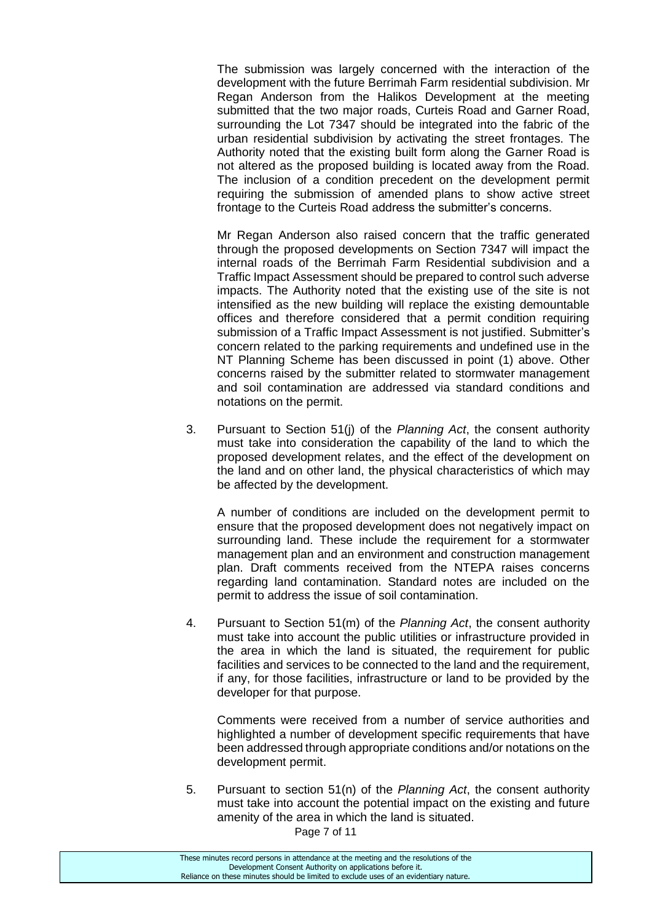The submission was largely concerned with the interaction of the development with the future Berrimah Farm residential subdivision. Mr Regan Anderson from the Halikos Development at the meeting submitted that the two major roads, Curteis Road and Garner Road, surrounding the Lot 7347 should be integrated into the fabric of the urban residential subdivision by activating the street frontages. The Authority noted that the existing built form along the Garner Road is not altered as the proposed building is located away from the Road. The inclusion of a condition precedent on the development permit requiring the submission of amended plans to show active street frontage to the Curteis Road address the submitter's concerns.

Mr Regan Anderson also raised concern that the traffic generated through the proposed developments on Section 7347 will impact the internal roads of the Berrimah Farm Residential subdivision and a Traffic Impact Assessment should be prepared to control such adverse impacts. The Authority noted that the existing use of the site is not intensified as the new building will replace the existing demountable offices and therefore considered that a permit condition requiring submission of a Traffic Impact Assessment is not justified. Submitter's concern related to the parking requirements and undefined use in the NT Planning Scheme has been discussed in point (1) above. Other concerns raised by the submitter related to stormwater management and soil contamination are addressed via standard conditions and notations on the permit.

3. Pursuant to Section 51(j) of the *Planning Act*, the consent authority must take into consideration the capability of the land to which the proposed development relates, and the effect of the development on the land and on other land, the physical characteristics of which may be affected by the development.

   A number of conditions are included on the development permit to ensure that the proposed development does not negatively impact on surrounding land. These include the requirement for a stormwater management plan and an environment and construction management plan. Draft comments received from the NTEPA raises concerns regarding land contamination. Standard notes are included on the permit to address the issue of soil contamination.

4. Pursuant to Section 51(m) of the *Planning Act*, the consent authority must take into account the public utilities or infrastructure provided in the area in which the land is situated, the requirement for public facilities and services to be connected to the land and the requirement, if any, for those facilities, infrastructure or land to be provided by the developer for that purpose.

   Comments were received from a number of service authorities and highlighted a number of development specific requirements that have been addressed through appropriate conditions and/or notations on the development permit.

5. Pursuant to section 51(n) of the *Planning Act*, the consent authority must take into account the potential impact on the existing and future amenity of the area in which the land is situated.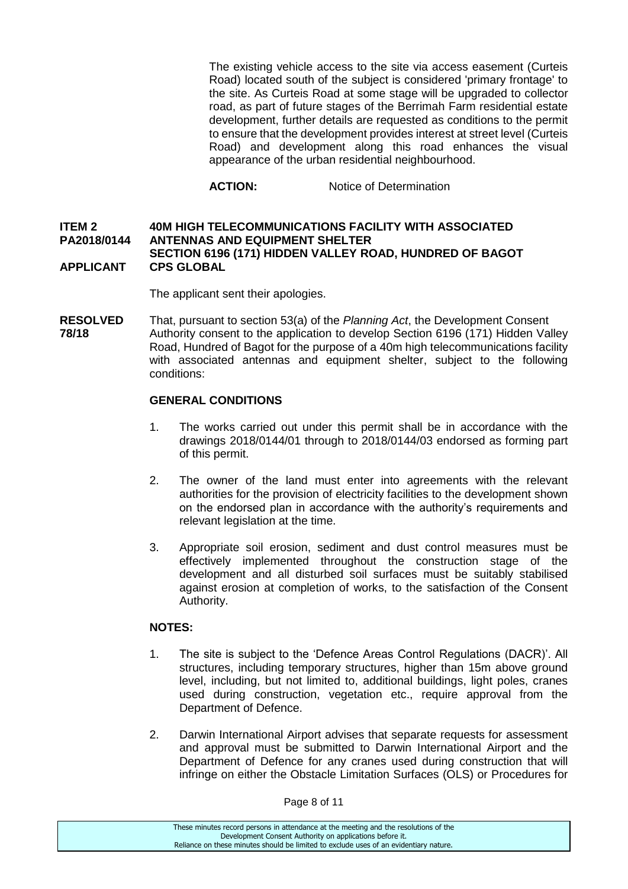The existing vehicle access to the site via access easement (Curteis Road) located south of the subject is considered 'primary frontage' to the site. As Curteis Road at some stage will be upgraded to collector road, as part of future stages of the Berrimah Farm residential estate development, further details are requested as conditions to the permit to ensure that the development provides interest at street level (Curteis Road) and development along this road enhances the visual appearance of the urban residential neighbourhood.

**ACTION:** Notice of Determination

**ITEM 2 — 40M HIGH TELECOMMUNICATIONS FACILITY WITH ASSOCIATED ANTENNAS AND EQUIPMENT SHELTER**
**PA2018/0144 — SECTION 6196 (171) HIDDEN VALLEY ROAD, HUNDRED OF BAGOT**
**APPLICANT — CPS GLOBAL**

The applicant sent their apologies.

**RESOLVED 78/18**

That, pursuant to section 53(a) of the *Planning Act*, the Development Consent Authority consent to the application to develop Section 6196 (171) Hidden Valley Road, Hundred of Bagot for the purpose of a 40m high telecommunications facility with associated antennas and equipment shelter, subject to the following conditions:

**GENERAL CONDITIONS**

1. The works carried out under this permit shall be in accordance with the drawings 2018/0144/01 through to 2018/0144/03 endorsed as forming part of this permit.

2. The owner of the land must enter into agreements with the relevant authorities for the provision of electricity facilities to the development shown on the endorsed plan in accordance with the authority's requirements and relevant legislation at the time.

3. Appropriate soil erosion, sediment and dust control measures must be effectively implemented throughout the construction stage of the development and all disturbed soil surfaces must be suitably stabilised against erosion at completion of works, to the satisfaction of the Consent Authority.

**NOTES:**

1. The site is subject to the 'Defence Areas Control Regulations (DACR)'. All structures, including temporary structures, higher than 15m above ground level, including, but not limited to, additional buildings, light poles, cranes used during construction, vegetation etc., require approval from the Department of Defence.

2. Darwin International Airport advises that separate requests for assessment and approval must be submitted to Darwin International Airport and the Department of Defence for any cranes used during construction that will infringe on either the Obstacle Limitation Surfaces (OLS) or Procedures for

These minutes record persons in attendance at the meeting and the resolutions of the Development Consent Authority on applications before it. Reliance on these minutes should be limited to exclude uses of an evidentiary nature.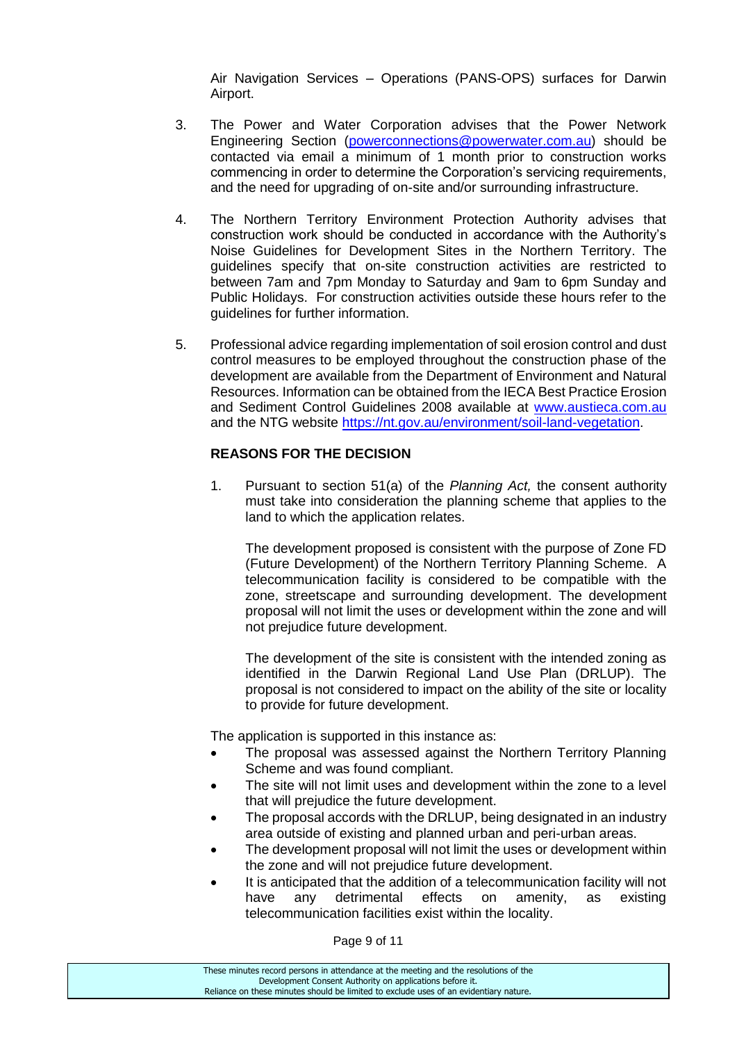Air Navigation Services – Operations (PANS-OPS) surfaces for Darwin Airport.

3. The Power and Water Corporation advises that the Power Network Engineering Section (powerconnections@powerwater.com.au) should be contacted via email a minimum of 1 month prior to construction works commencing in order to determine the Corporation's servicing requirements, and the need for upgrading of on-site and/or surrounding infrastructure.

4. The Northern Territory Environment Protection Authority advises that construction work should be conducted in accordance with the Authority's Noise Guidelines for Development Sites in the Northern Territory. The guidelines specify that on-site construction activities are restricted to between 7am and 7pm Monday to Saturday and 9am to 6pm Sunday and Public Holidays. For construction activities outside these hours refer to the guidelines for further information.

5. Professional advice regarding implementation of soil erosion control and dust control measures to be employed throughout the construction phase of the development are available from the Department of Environment and Natural Resources. Information can be obtained from the IECA Best Practice Erosion and Sediment Control Guidelines 2008 available at www.austieca.com.au and the NTG website https://nt.gov.au/environment/soil-land-vegetation.

**REASONS FOR THE DECISION**

1. Pursuant to section 51(a) of the *Planning Act,* the consent authority must take into consideration the planning scheme that applies to the land to which the application relates.

   The development proposed is consistent with the purpose of Zone FD (Future Development) of the Northern Territory Planning Scheme. A telecommunication facility is considered to be compatible with the zone, streetscape and surrounding development. The development proposal will not limit the uses or development within the zone and will not prejudice future development.

   The development of the site is consistent with the intended zoning as identified in the Darwin Regional Land Use Plan (DRLUP). The proposal is not considered to impact on the ability of the site or locality to provide for future development.

The application is supported in this instance as:

- The proposal was assessed against the Northern Territory Planning Scheme and was found compliant.
- The site will not limit uses and development within the zone to a level that will prejudice the future development.
- The proposal accords with the DRLUP, being designated in an industry area outside of existing and planned urban and peri-urban areas.
- The development proposal will not limit the uses or development within the zone and will not prejudice future development.
- It is anticipated that the addition of a telecommunication facility will not have any detrimental effects on amenity, as existing telecommunication facilities exist within the locality.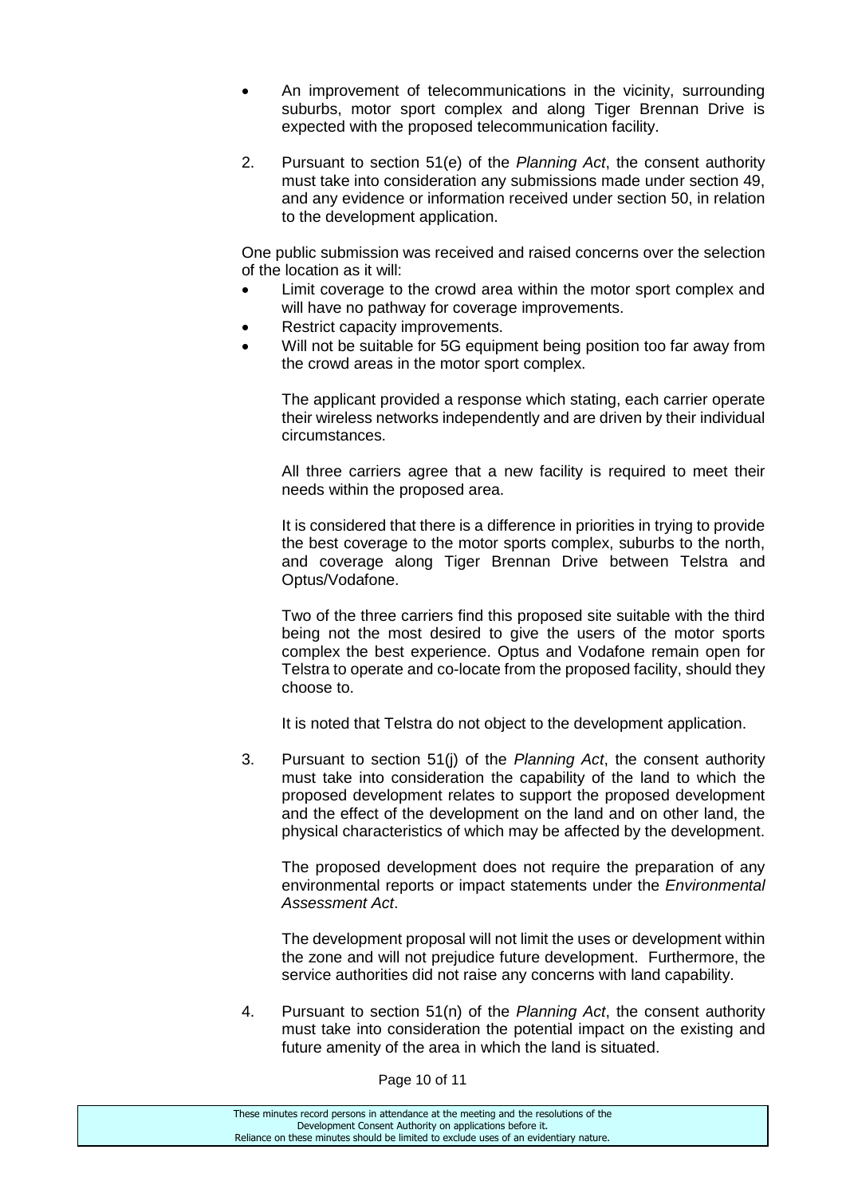- An improvement of telecommunications in the vicinity, surrounding suburbs, motor sport complex and along Tiger Brennan Drive is expected with the proposed telecommunication facility.

2. Pursuant to section 51(e) of the *Planning Act*, the consent authority must take into consideration any submissions made under section 49, and any evidence or information received under section 50, in relation to the development application.

   One public submission was received and raised concerns over the selection of the location as it will:

   - Limit coverage to the crowd area within the motor sport complex and will have no pathway for coverage improvements.
   - Restrict capacity improvements.
   - Will not be suitable for 5G equipment being position too far away from the crowd areas in the motor sport complex.

   The applicant provided a response which stating, each carrier operate their wireless networks independently and are driven by their individual circumstances.

   All three carriers agree that a new facility is required to meet their needs within the proposed area.

   It is considered that there is a difference in priorities in trying to provide the best coverage to the motor sports complex, suburbs to the north, and coverage along Tiger Brennan Drive between Telstra and Optus/Vodafone.

   Two of the three carriers find this proposed site suitable with the third being not the most desired to give the users of the motor sports complex the best experience. Optus and Vodafone remain open for Telstra to operate and co-locate from the proposed facility, should they choose to.

   It is noted that Telstra do not object to the development application.

3. Pursuant to section 51(j) of the *Planning Act*, the consent authority must take into consideration the capability of the land to which the proposed development relates to support the proposed development and the effect of the development on the land and on other land, the physical characteristics of which may be affected by the development.

   The proposed development does not require the preparation of any environmental reports or impact statements under the *Environmental Assessment Act*.

   The development proposal will not limit the uses or development within the zone and will not prejudice future development. Furthermore, the service authorities did not raise any concerns with land capability.

4. Pursuant to section 51(n) of the *Planning Act*, the consent authority must take into consideration the potential impact on the existing and future amenity of the area in which the land is situated.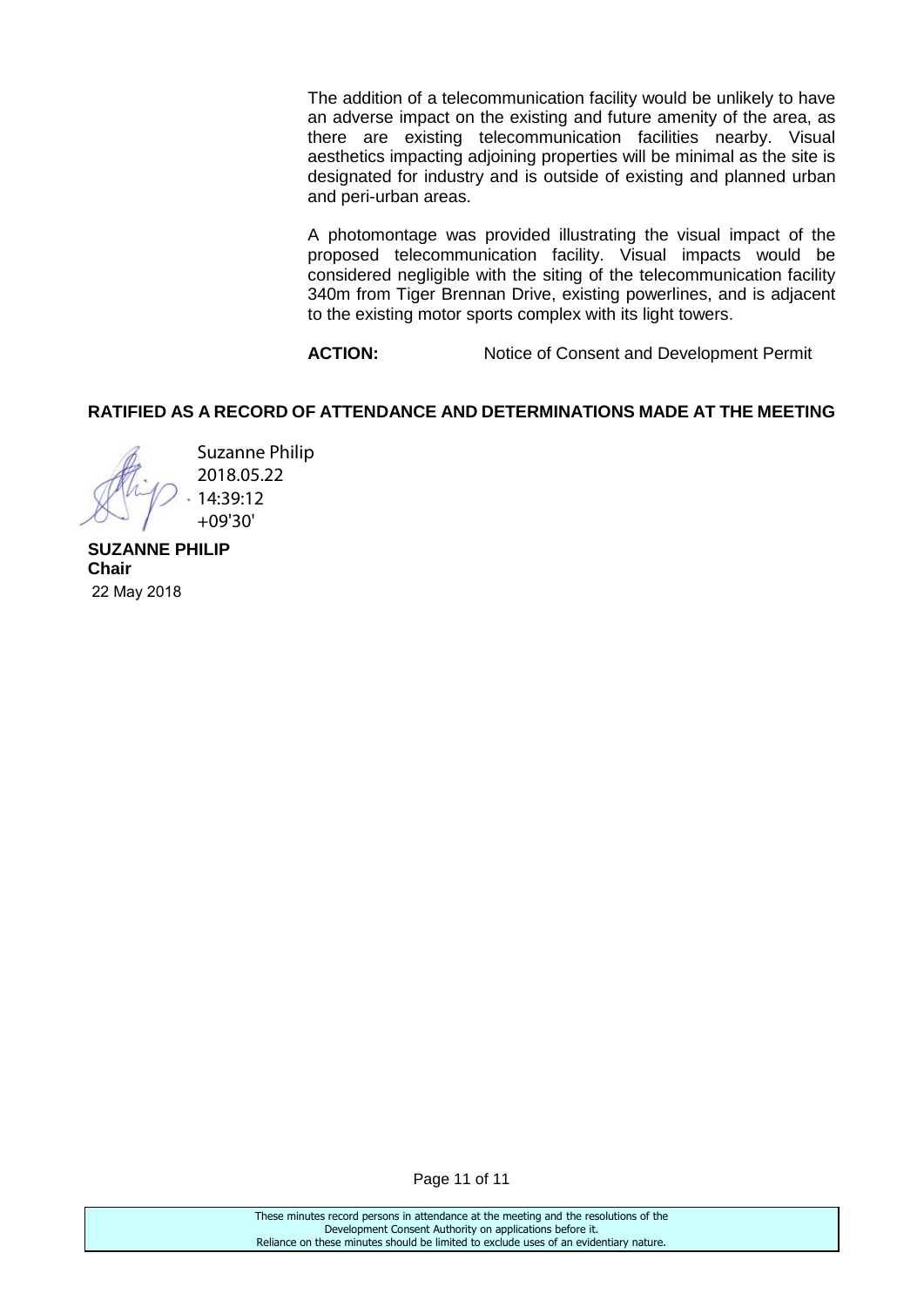The addition of a telecommunication facility would be unlikely to have an adverse impact on the existing and future amenity of the area, as there are existing telecommunication facilities nearby. Visual aesthetics impacting adjoining properties will be minimal as the site is designated for industry and is outside of existing and planned urban and peri-urban areas.

A photomontage was provided illustrating the visual impact of the proposed telecommunication facility. Visual impacts would be considered negligible with the siting of the telecommunication facility 340m from Tiger Brennan Drive, existing powerlines, and is adjacent to the existing motor sports complex with its light towers.

**ACTION:** Notice of Consent and Development Permit

**RATIFIED AS A RECORD OF ATTENDANCE AND DETERMINATIONS MADE AT THE MEETING**

Suzanne Philip
2018.05.22
14:39:12
+09'30'

**SUZANNE PHILIP**
**Chair**
22 May 2018

These minutes record persons in attendance at the meeting and the resolutions of the Development Consent Authority on applications before it.
Reliance on these minutes should be limited to exclude uses of an evidentiary nature.